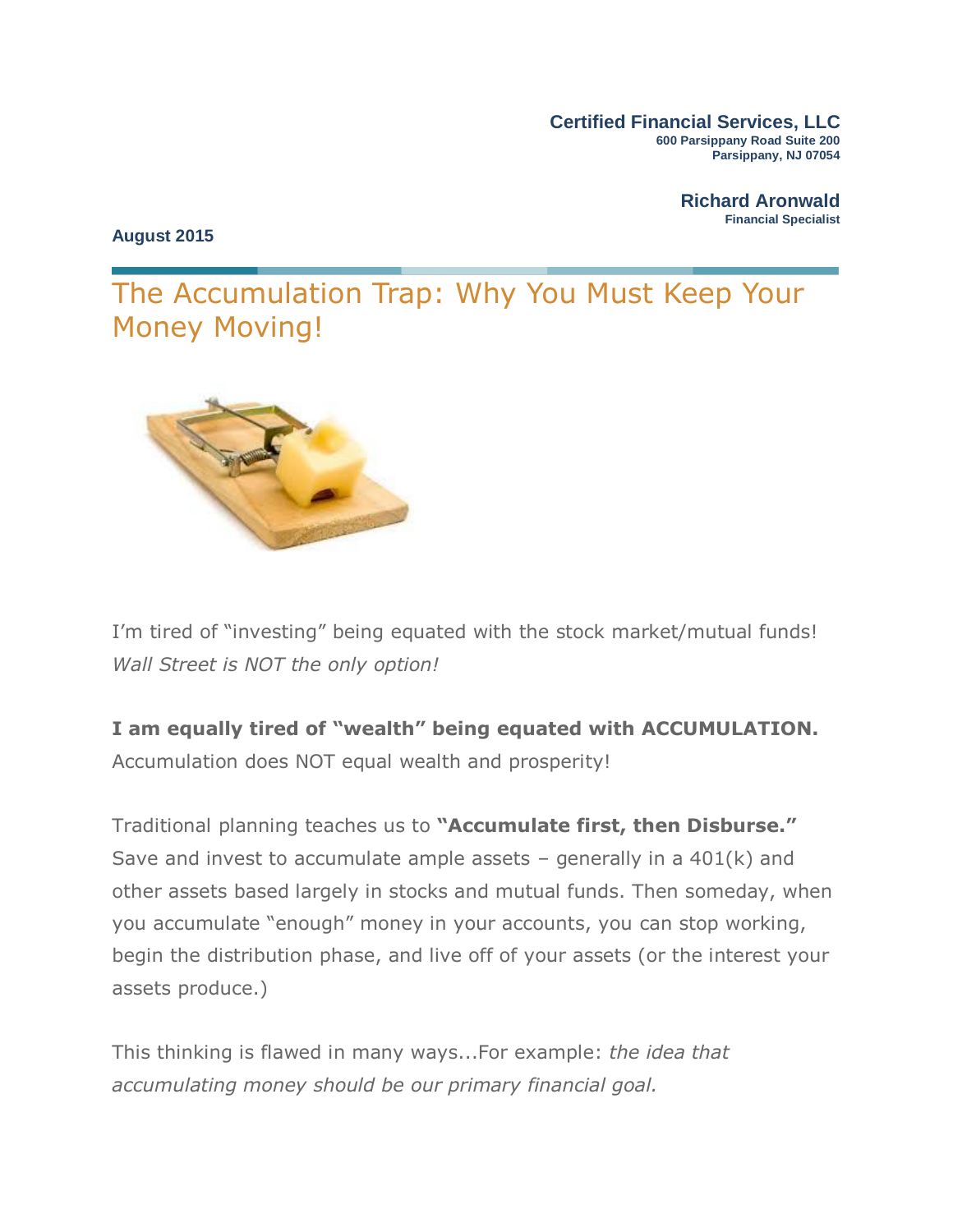**Certified Financial Services, LLC**
**600 Parsippany Road Suite 200**
**Parsippany, NJ 07054**

**Richard Aronwald**
**Financial Specialist**

**August 2015**

# The Accumulation Trap: Why You Must Keep Your Money Moving!

I'm tired of "investing" being equated with the stock market/mutual funds! *Wall Street is NOT the only option!*

**I am equally tired of "wealth" being equated with ACCUMULATION.** Accumulation does NOT equal wealth and prosperity!

Traditional planning teaches us to **"Accumulate first, then Disburse."** Save and invest to accumulate ample assets – generally in a 401(k) and other assets based largely in stocks and mutual funds. Then someday, when you accumulate "enough" money in your accounts, you can stop working, begin the distribution phase, and live off of your assets (or the interest your assets produce.)

This thinking is flawed in many ways...For example: *the idea that accumulating money should be our primary financial goal.*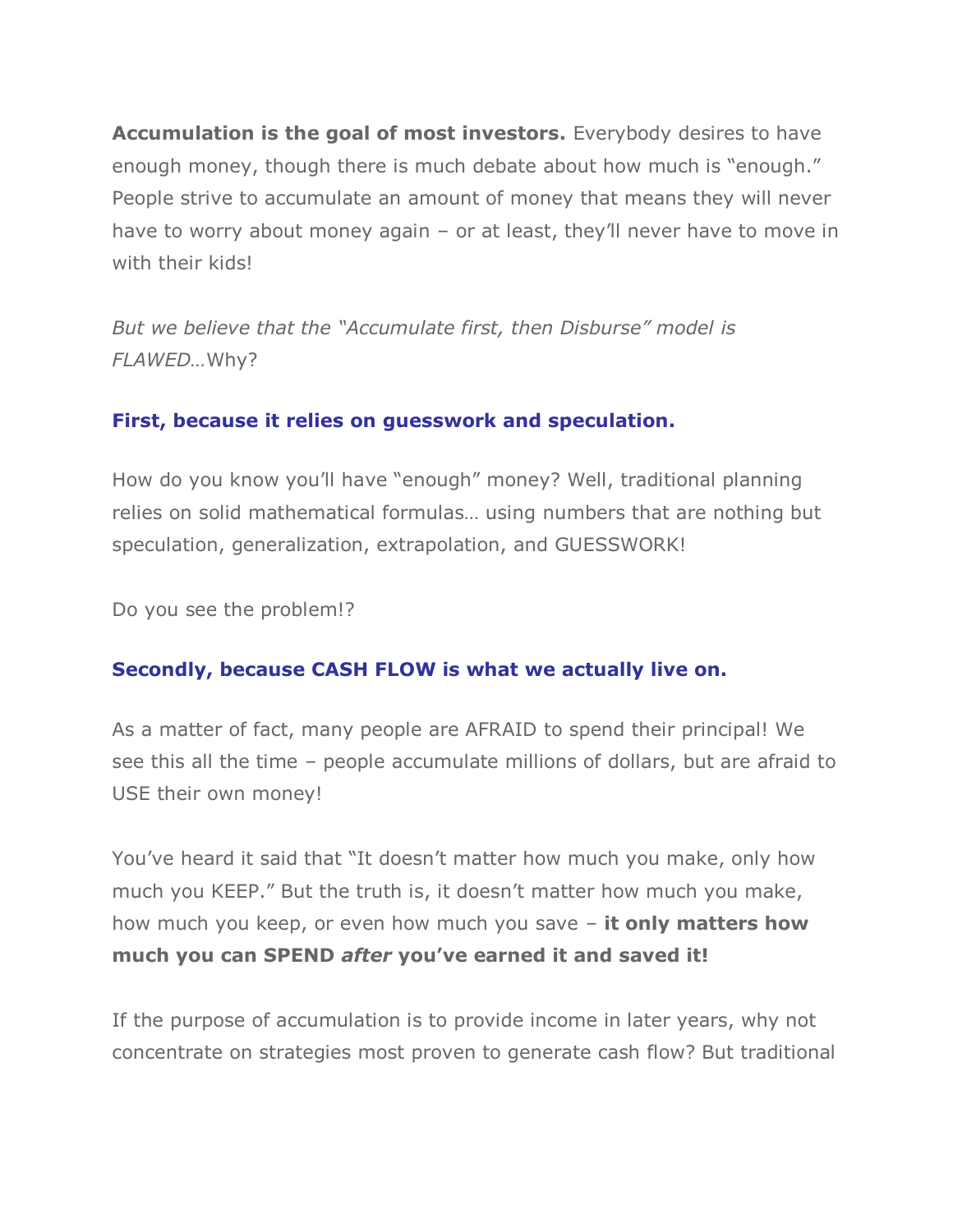**Accumulation is the goal of most investors.** Everybody desires to have enough money, though there is much debate about how much is "enough." People strive to accumulate an amount of money that means they will never have to worry about money again – or at least, they'll never have to move in with their kids!

*But we believe that the "Accumulate first, then Disburse" model is FLAWED…*Why?

### First, because it relies on guesswork and speculation.

How do you know you'll have "enough" money? Well, traditional planning relies on solid mathematical formulas… using numbers that are nothing but speculation, generalization, extrapolation, and GUESSWORK!

Do you see the problem!?

### Secondly, because CASH FLOW is what we actually live on.

As a matter of fact, many people are AFRAID to spend their principal! We see this all the time – people accumulate millions of dollars, but are afraid to USE their own money!

You've heard it said that "It doesn't matter how much you make, only how much you KEEP." But the truth is, it doesn't matter how much you make, how much you keep, or even how much you save – **it only matters how much you can SPEND *after* you've earned it and saved it!**

If the purpose of accumulation is to provide income in later years, why not concentrate on strategies most proven to generate cash flow? But traditional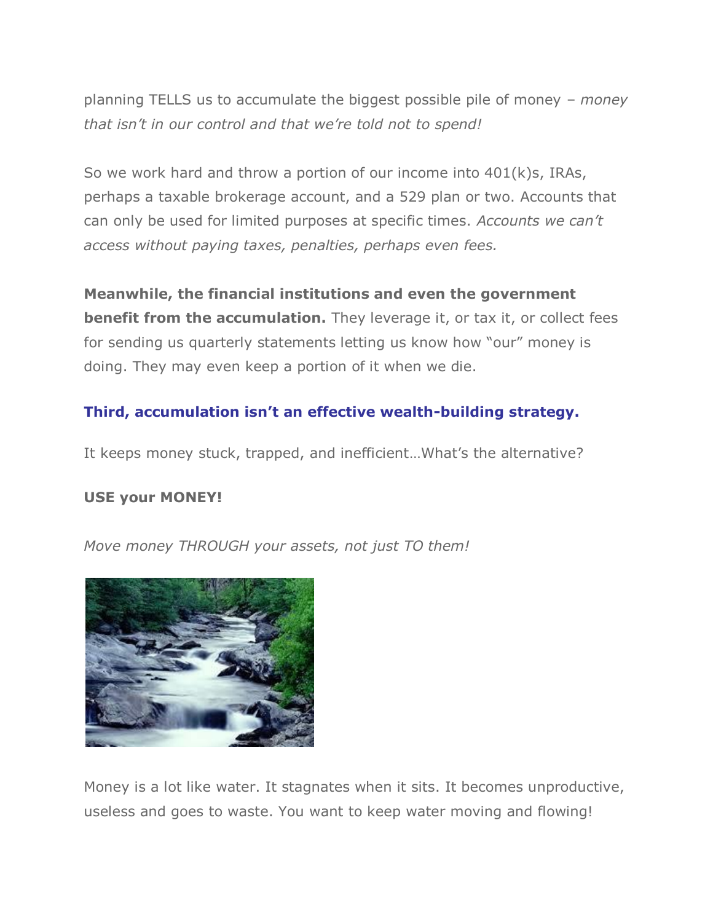planning TELLS us to accumulate the biggest possible pile of money – *money that isn't in our control and that we're told not to spend!*

So we work hard and throw a portion of our income into 401(k)s, IRAs, perhaps a taxable brokerage account, and a 529 plan or two. Accounts that can only be used for limited purposes at specific times. *Accounts we can't access without paying taxes, penalties, perhaps even fees.*

**Meanwhile, the financial institutions and even the government benefit from the accumulation.** They leverage it, or tax it, or collect fees for sending us quarterly statements letting us know how "our" money is doing. They may even keep a portion of it when we die.

### Third, accumulation isn't an effective wealth-building strategy.

It keeps money stuck, trapped, and inefficient…What's the alternative?

**USE your MONEY!**

*Move money THROUGH your assets, not just TO them!*

Money is a lot like water. It stagnates when it sits. It becomes unproductive, useless and goes to waste. You want to keep water moving and flowing!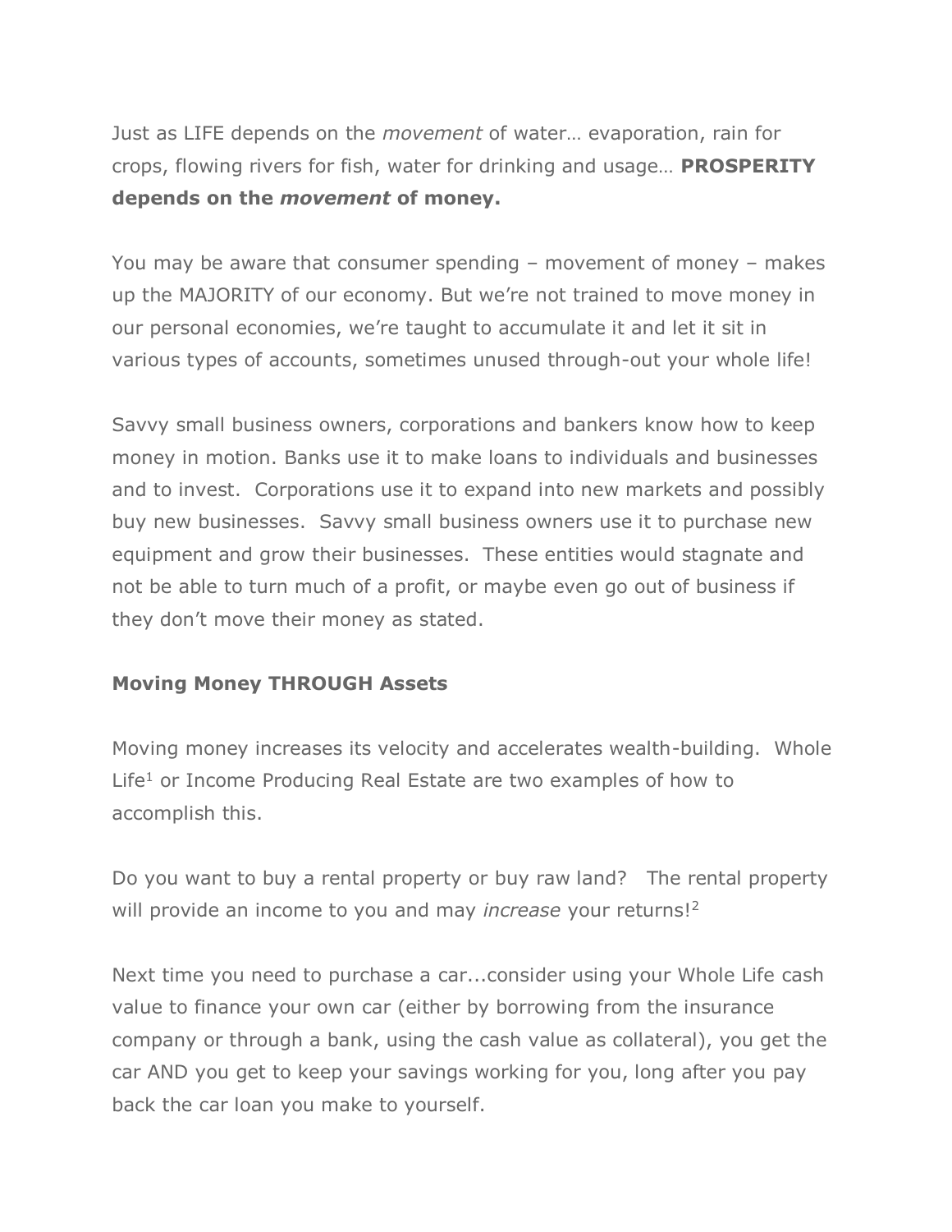Just as LIFE depends on the *movement* of water… evaporation, rain for crops, flowing rivers for fish, water for drinking and usage… **PROSPERITY depends on the *movement* of money.**

You may be aware that consumer spending – movement of money – makes up the MAJORITY of our economy. But we're not trained to move money in our personal economies, we're taught to accumulate it and let it sit in various types of accounts, sometimes unused through-out your whole life!

Savvy small business owners, corporations and bankers know how to keep money in motion. Banks use it to make loans to individuals and businesses and to invest. Corporations use it to expand into new markets and possibly buy new businesses. Savvy small business owners use it to purchase new equipment and grow their businesses. These entities would stagnate and not be able to turn much of a profit, or maybe even go out of business if they don't move their money as stated.

**Moving Money THROUGH Assets**

Moving money increases its velocity and accelerates wealth-building. Whole Life[1] or Income Producing Real Estate are two examples of how to accomplish this.

Do you want to buy a rental property or buy raw land? The rental property will provide an income to you and may *increase* your returns![2]

Next time you need to purchase a car...consider using your Whole Life cash value to finance your own car (either by borrowing from the insurance company or through a bank, using the cash value as collateral), you get the car AND you get to keep your savings working for you, long after you pay back the car loan you make to yourself.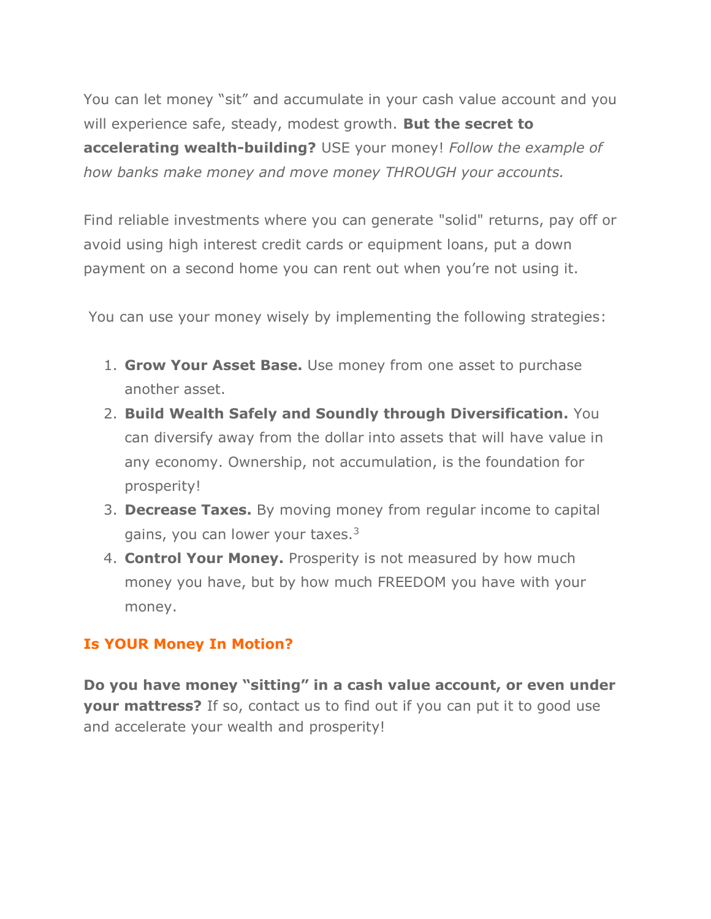You can let money "sit" and accumulate in your cash value account and you will experience safe, steady, modest growth. **But the secret to accelerating wealth-building?** USE your money! *Follow the example of how banks make money and move money THROUGH your accounts.*

Find reliable investments where you can generate "solid" returns, pay off or avoid using high interest credit cards or equipment loans, put a down payment on a second home you can rent out when you're not using it.

You can use your money wisely by implementing the following strategies:

1. **Grow Your Asset Base.** Use money from one asset to purchase another asset.
2. **Build Wealth Safely and Soundly through Diversification.** You can diversify away from the dollar into assets that will have value in any economy. Ownership, not accumulation, is the foundation for prosperity!
3. **Decrease Taxes.** By moving money from regular income to capital gains, you can lower your taxes.[3]
4. **Control Your Money.** Prosperity is not measured by how much money you have, but by how much FREEDOM you have with your money.

## Is YOUR Money In Motion?

**Do you have money "sitting" in a cash value account, or even under your mattress?** If so, contact us to find out if you can put it to good use and accelerate your wealth and prosperity!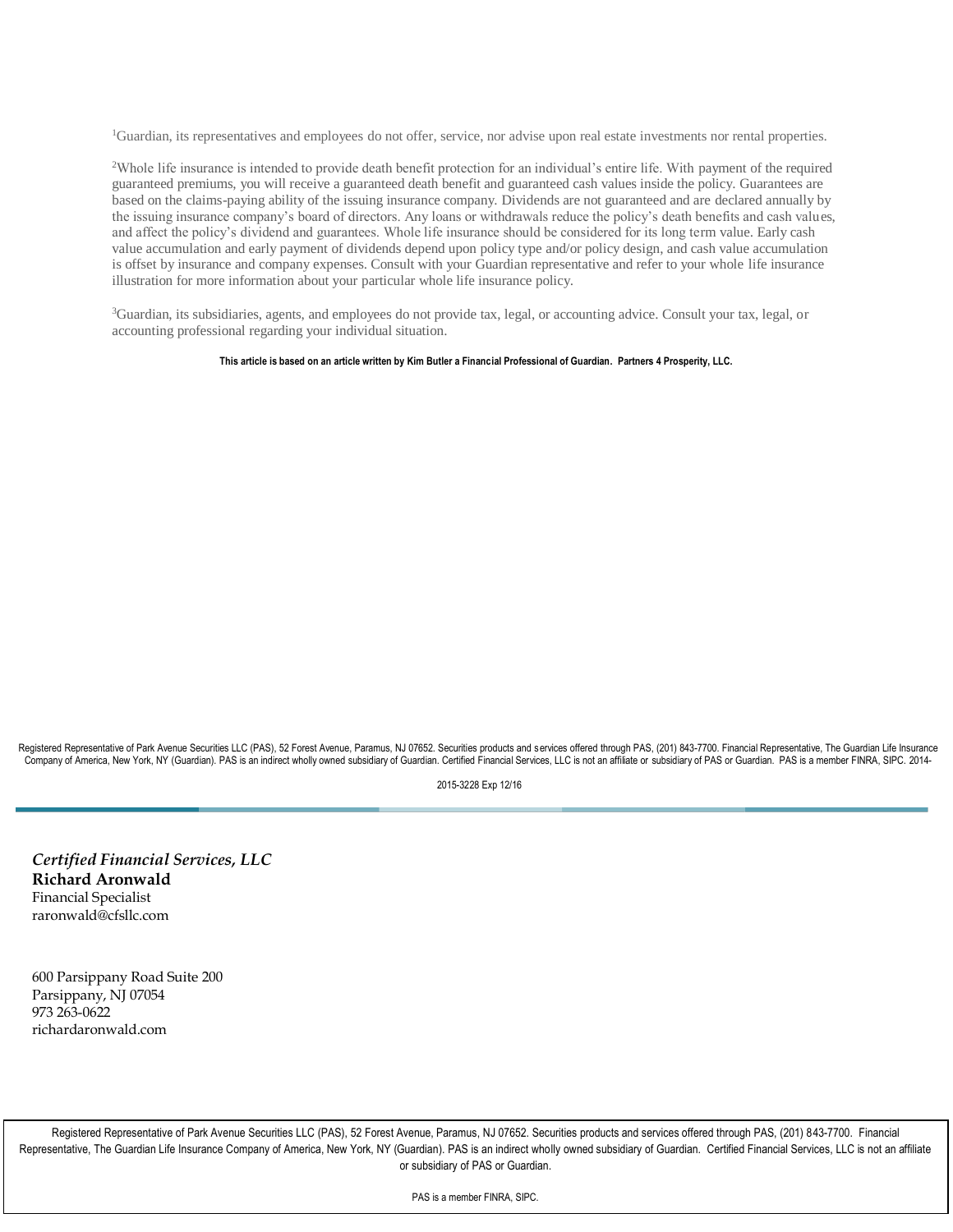[1]Guardian, its representatives and employees do not offer, service, nor advise upon real estate investments nor rental properties.

[2]Whole life insurance is intended to provide death benefit protection for an individual's entire life. With payment of the required guaranteed premiums, you will receive a guaranteed death benefit and guaranteed cash values inside the policy. Guarantees are based on the claims-paying ability of the issuing insurance company. Dividends are not guaranteed and are declared annually by the issuing insurance company's board of directors. Any loans or withdrawals reduce the policy's death benefits and cash values, and affect the policy's dividend and guarantees. Whole life insurance should be considered for its long term value. Early cash value accumulation and early payment of dividends depend upon policy type and/or policy design, and cash value accumulation is offset by insurance and company expenses. Consult with your Guardian representative and refer to your whole life insurance illustration for more information about your particular whole life insurance policy.

[3]Guardian, its subsidiaries, agents, and employees do not provide tax, legal, or accounting advice. Consult your tax, legal, or accounting professional regarding your individual situation.

**This article is based on an article written by Kim Butler a Financial Professional of Guardian. Partners 4 Prosperity, LLC.**

Registered Representative of Park Avenue Securities LLC (PAS), 52 Forest Avenue, Paramus, NJ 07652. Securities products and services offered through PAS, (201) 843-7700. Financial Representative, The Guardian Life Insurance Company of America, New York, NY (Guardian). PAS is an indirect wholly owned subsidiary of Guardian. Certified Financial Services, LLC is not an affiliate or subsidiary of PAS or Guardian. PAS is a member FINRA, SIPC. 2014-

2015-3228 Exp 12/16

*Certified Financial Services, LLC*
**Richard Aronwald**
Financial Specialist
raronwald@cfsllc.com

600 Parsippany Road Suite 200
Parsippany, NJ 07054
973 263-0622
richardaronwald.com

Registered Representative of Park Avenue Securities LLC (PAS), 52 Forest Avenue, Paramus, NJ 07652. Securities products and services offered through PAS, (201) 843-7700. Financial Representative, The Guardian Life Insurance Company of America, New York, NY (Guardian). PAS is an indirect wholly owned subsidiary of Guardian. Certified Financial Services, LLC is not an affiliate or subsidiary of PAS or Guardian.

PAS is a member FINRA, SIPC.